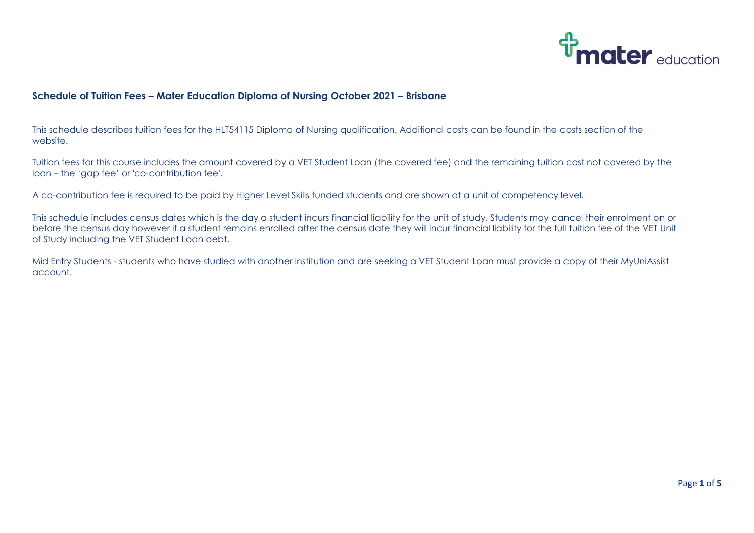## Schedule of Tuition Fees – Mater Education Diploma of Nursing October 2021 – Brisbane

This schedule describes tuition fees for the HLT54115 Diploma of Nursing qualification. Additional costs can be found in the costs section of the website.

Tuition fees for this course includes the amount covered by a VET Student Loan (the covered fee) and the remaining tuition cost not covered by the loan – the 'gap fee' or 'co-contribution fee'.

A co-contribution fee is required to be paid by Higher Level Skills funded students and are shown at a unit of competency level.

This schedule includes census dates which is the day a student incurs financial liability for the unit of study. Students may cancel their enrolment on or before the census day however if a student remains enrolled after the census date they will incur financial liability for the full tuition fee of the VET Unit of Study including the VET Student Loan debt.

Mid Entry Students - students who have studied with another institution and are seeking a VET Student Loan must provide a copy of their MyUniAssist account.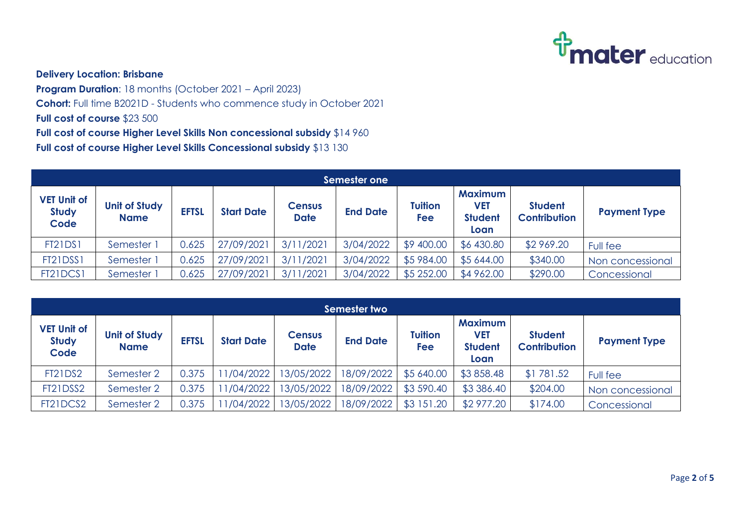**Delivery Location: Brisbane**

**Program Duration**: 18 months (October 2021 – April 2023)

**Cohort:** Full time B2021D - Students who commence study in October 2021

**Full cost of course** $23 500

**Full cost of course Higher Level Skills Non concessional subsidy** $14 960

**Full cost of course Higher Level Skills Concessional subsidy** $13 130

| Semester one | | | | | | | | | |
|---|---|---|---|---|---|---|---|---|---|
| **VET Unit of Study Code** | **Unit of Study Name** | **EFTSL** | **Start Date** | **Census Date** | **End Date** | **Tuition Fee** | **Maximum VET Student Loan** | **Student Contribution** | **Payment Type** |
| FT21DS1 | Semester 1 | 0.625 | 27/09/2021 | 3/11/2021 | 3/04/2022 | $9 400.00 | $6 430.80 | $2 969.20 | Full fee |
| FT21DSS1 | Semester 1 | 0.625 | 27/09/2021 | 3/11/2021 | 3/04/2022 | $5 984.00 | $5 644.00 | $340.00 | Non concessional |
| FT21DCS1 | Semester 1 | 0.625 | 27/09/2021 | 3/11/2021 | 3/04/2022 | $5 252.00 | $4 962.00 | $290.00 | Concessional |

| Semester two | | | | | | | | | |
|---|---|---|---|---|---|---|---|---|---|
| **VET Unit of Study Code** | **Unit of Study Name** | **EFTSL** | **Start Date** | **Census Date** | **End Date** | **Tuition Fee** | **Maximum VET Student Loan** | **Student Contribution** | **Payment Type** |
| FT21DS2 | Semester 2 | 0.375 | 11/04/2022 | 13/05/2022 | 18/09/2022 | $5 640.00 | $3 858.48 | $1 781.52 | Full fee |
| FT21DSS2 | Semester 2 | 0.375 | 11/04/2022 | 13/05/2022 | 18/09/2022 | $3 590.40 | $3 386.40 | $204.00 | Non concessional |
| FT21DCS2 | Semester 2 | 0.375 | 11/04/2022 | 13/05/2022 | 18/09/2022 | $3 151.20 | $2 977.20 | $174.00 | Concessional |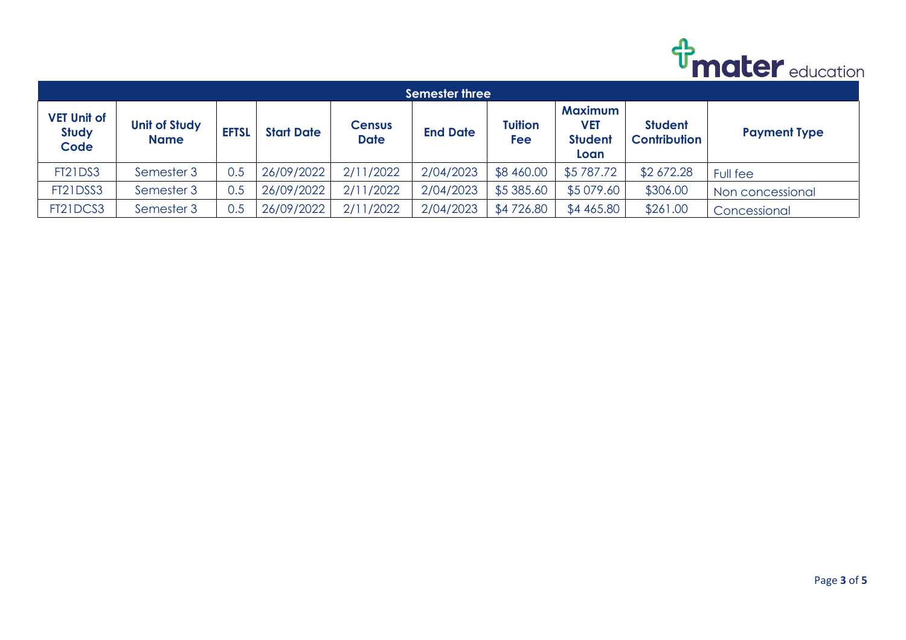| Semester three | | | | | | | | | |
|---|---|---|---|---|---|---|---|---|---|
| **VET Unit of Study Code** | **Unit of Study Name** | **EFTSL** | **Start Date** | **Census Date** | **End Date** | **Tuition Fee** | **Maximum VET Student Loan** | **Student Contribution** | **Payment Type** |
| FT21DS3 | Semester 3 | 0.5 | 26/09/2022 | 2/11/2022 | 2/04/2023 | $8 460.00 | $5 787.72 | $2 672.28 | Full fee |
| FT21DSS3 | Semester 3 | 0.5 | 26/09/2022 | 2/11/2022 | 2/04/2023 | $5 385.60 | $5 079.60 | $306.00 | Non concessional |
| FT21DCS3 | Semester 3 | 0.5 | 26/09/2022 | 2/11/2022 | 2/04/2023 | $4 726.80 | $4 465.80 | $261.00 | Concessional |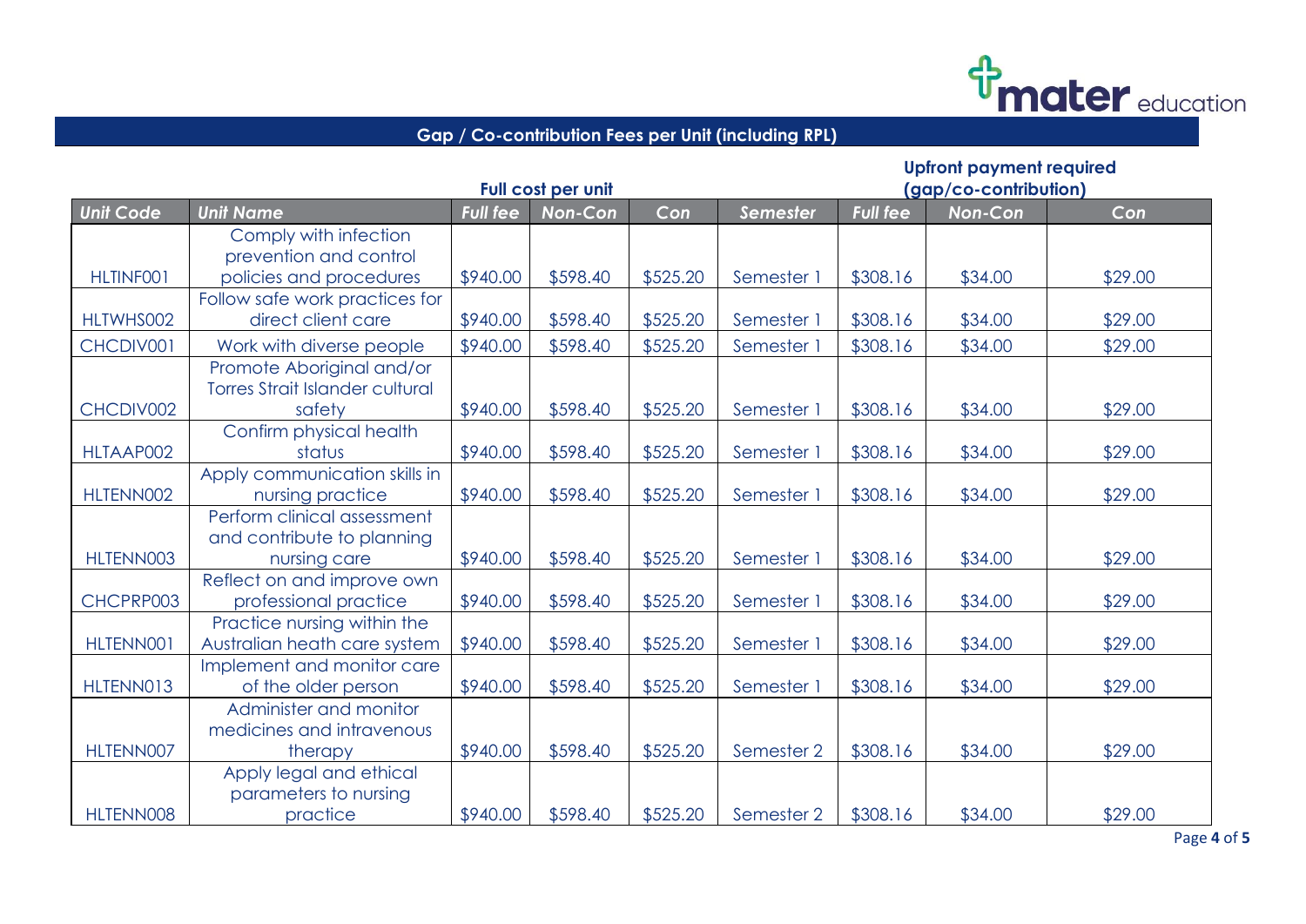## Gap / Co-contribution Fees per Unit (including RPL)

| | | Full cost per unit | | | | Upfront payment required (gap/co-contribution) | | |
|---|---|---|---|---|---|---|---|---|
| ***Unit Code*** | ***Unit Name*** | ***Full fee*** | ***Non-Con*** | ***Con*** | ***Semester*** | ***Full fee*** | ***Non-Con*** | ***Con*** |
| HLTINF001 | Comply with infection prevention and control policies and procedures | $940.00 | $598.40 | $525.20 | Semester 1 | $308.16 | $34.00 | $29.00 |
| HLTWHS002 | Follow safe work practices for direct client care | $940.00 | $598.40 | $525.20 | Semester 1 | $308.16 | $34.00 | $29.00 |
| CHCDIV001 | Work with diverse people | $940.00 | $598.40 | $525.20 | Semester 1 | $308.16 | $34.00 | $29.00 |
| CHCDIV002 | Promote Aboriginal and/or Torres Strait Islander cultural safety | $940.00 | $598.40 | $525.20 | Semester 1 | $308.16 | $34.00 | $29.00 |
| HLTAAP002 | Confirm physical health status | $940.00 | $598.40 | $525.20 | Semester 1 | $308.16 | $34.00 | $29.00 |
| HLTENN002 | Apply communication skills in nursing practice | $940.00 | $598.40 | $525.20 | Semester 1 | $308.16 | $34.00 | $29.00 |
| HLTENN003 | Perform clinical assessment and contribute to planning nursing care | $940.00 | $598.40 | $525.20 | Semester 1 | $308.16 | $34.00 | $29.00 |
| CHCPRP003 | Reflect on and improve own professional practice | $940.00 | $598.40 | $525.20 | Semester 1 | $308.16 | $34.00 | $29.00 |
| HLTENN001 | Practice nursing within the Australian heath care system | $940.00 | $598.40 | $525.20 | Semester 1 | $308.16 | $34.00 | $29.00 |
| HLTENN013 | Implement and monitor care of the older person | $940.00 | $598.40 | $525.20 | Semester 1 | $308.16 | $34.00 | $29.00 |
| HLTENN007 | Administer and monitor medicines and intravenous therapy | $940.00 | $598.40 | $525.20 | Semester 2 | $308.16 | $34.00 | $29.00 |
| HLTENN008 | Apply legal and ethical parameters to nursing practice | $940.00 | $598.40 | $525.20 | Semester 2 | $308.16 | $34.00 | $29.00 |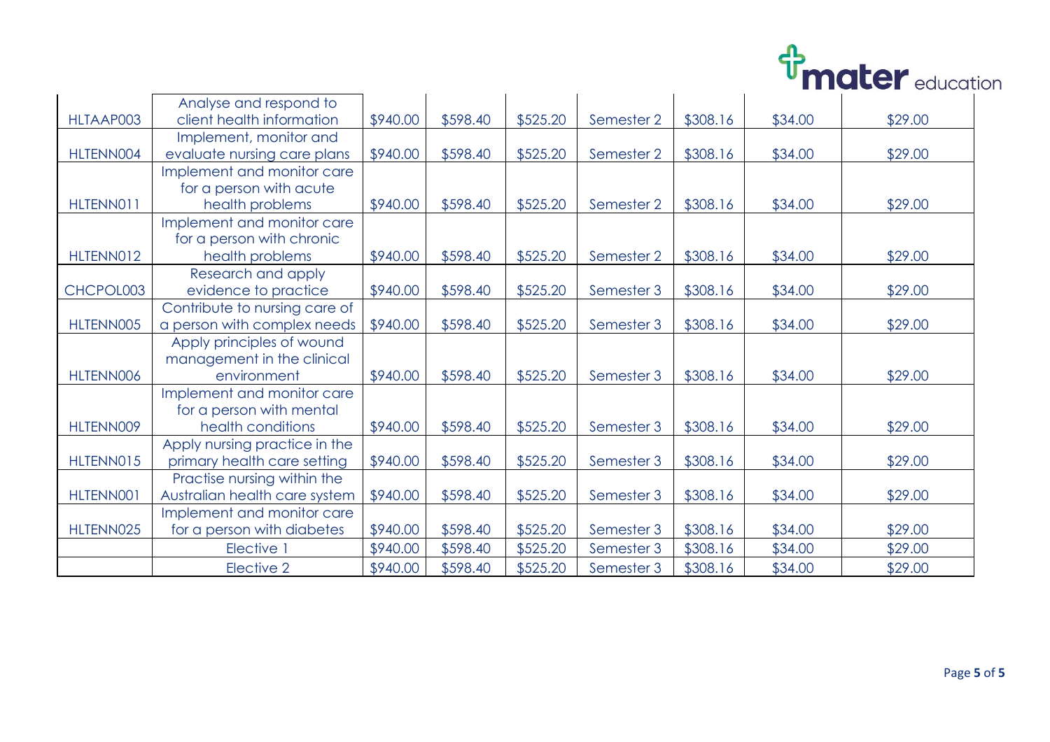| | | | | | | | | |
|---|---|---|---|---|---|---|---|---|
| HLTAAP003 | Analyse and respond to client health information | $940.00 | $598.40 | $525.20 | Semester 2 | $308.16 | $34.00 | $29.00 |
| HLTENN004 | Implement, monitor and evaluate nursing care plans | $940.00 | $598.40 | $525.20 | Semester 2 | $308.16 | $34.00 | $29.00 |
| HLTENN011 | Implement and monitor care for a person with acute health problems | $940.00 | $598.40 | $525.20 | Semester 2 | $308.16 | $34.00 | $29.00 |
| HLTENN012 | Implement and monitor care for a person with chronic health problems | $940.00 | $598.40 | $525.20 | Semester 2 | $308.16 | $34.00 | $29.00 |
| CHCPOL003 | Research and apply evidence to practice | $940.00 | $598.40 | $525.20 | Semester 3 | $308.16 | $34.00 | $29.00 |
| HLTENN005 | Contribute to nursing care of a person with complex needs | $940.00 | $598.40 | $525.20 | Semester 3 | $308.16 | $34.00 | $29.00 |
| HLTENN006 | Apply principles of wound management in the clinical environment | $940.00 | $598.40 | $525.20 | Semester 3 | $308.16 | $34.00 | $29.00 |
| HLTENN009 | Implement and monitor care for a person with mental health conditions | $940.00 | $598.40 | $525.20 | Semester 3 | $308.16 | $34.00 | $29.00 |
| HLTENN015 | Apply nursing practice in the primary health care setting | $940.00 | $598.40 | $525.20 | Semester 3 | $308.16 | $34.00 | $29.00 |
| HLTENN001 | Practise nursing within the Australian health care system | $940.00 | $598.40 | $525.20 | Semester 3 | $308.16 | $34.00 | $29.00 |
| HLTENN025 | Implement and monitor care for a person with diabetes | $940.00 | $598.40 | $525.20 | Semester 3 | $308.16 | $34.00 | $29.00 |
| | Elective 1 | $940.00 | $598.40 | $525.20 | Semester 3 | $308.16 | $34.00 | $29.00 |
| | Elective 2 | $940.00 | $598.40 | $525.20 | Semester 3 | $308.16 | $34.00 | $29.00 |